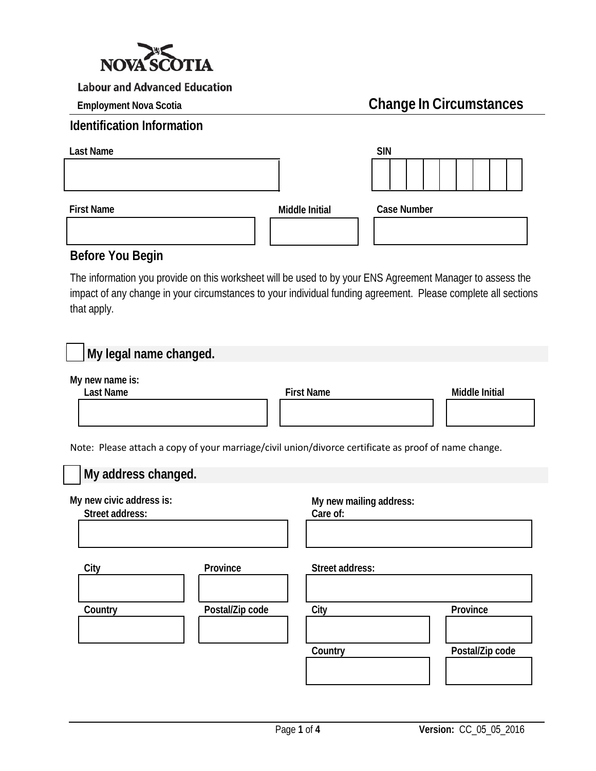Nova Scotia

Labour and Advanced Education

Employment Nova Scotia

# Change In Circumstances

## Identification Information

Last Name

SIN

First Name

Middle Initial

Case Number

## Before You Begin

The information you provide on this worksheet will be used to by your ENS Agreement Manager to assess the impact of any change in your circumstances to your individual funding agreement. Please complete all sections that apply.

## ☐ My legal name changed.

My new name is:

Last Name

First Name

Middle Initial

Note: Please attach a copy of your marriage/civil union/divorce certificate as proof of name change.

## ☐ My address changed.

**My new civic address is:**

Street address:

City

Province

Country

Postal/Zip code

**My new mailing address:**

Care of:

Street address:

City

Province

Country

Postal/Zip code

Version: CC_05_05_2016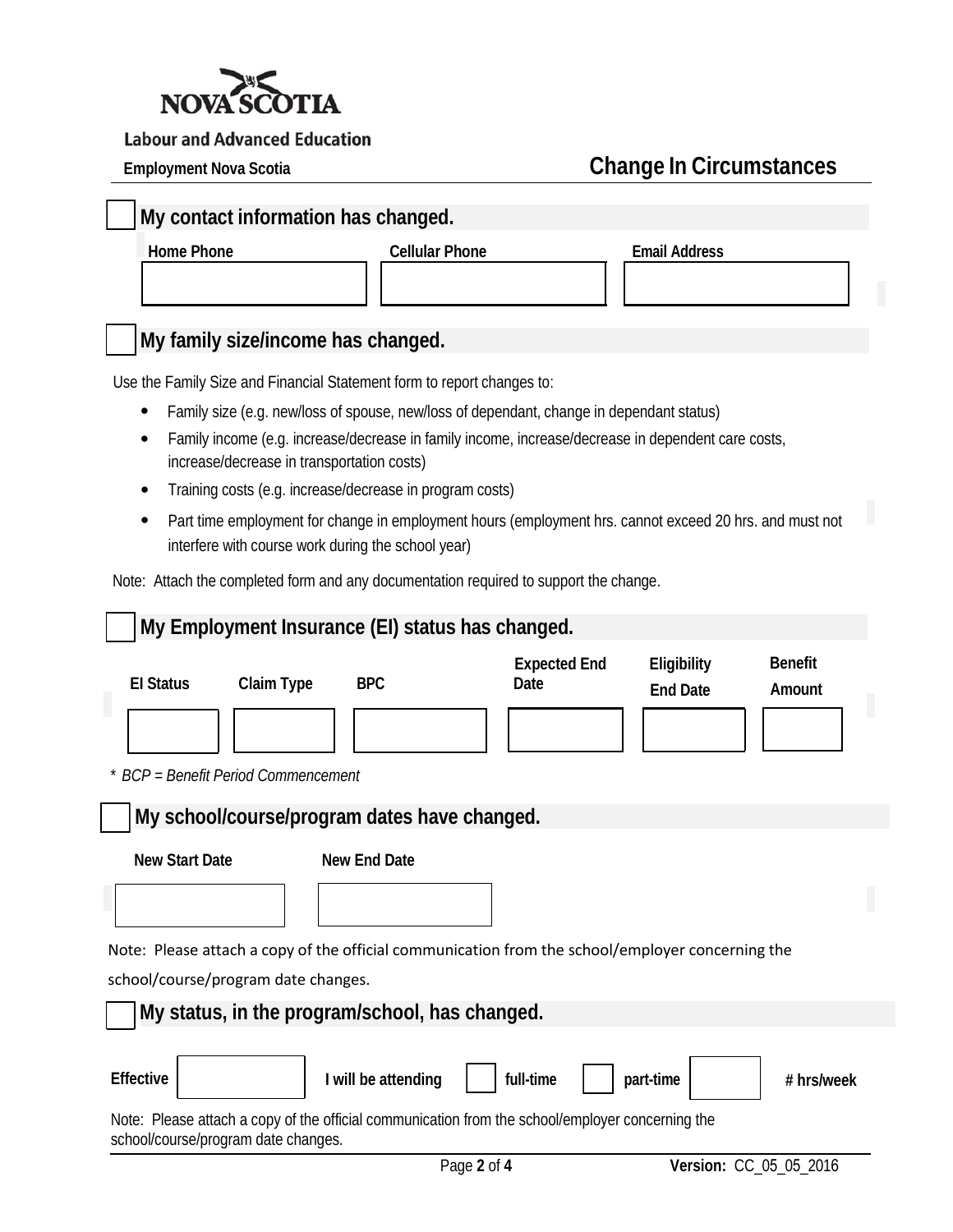Labour and Advanced Education

Employment Nova Scotia

# Change In Circumstances

## ☐ My contact information has changed.

| Home Phone | Cellular Phone | Email Address |
|---|---|---|
| | | |

## ☐ My family size/income has changed.

Use the Family Size and Financial Statement form to report changes to:

- Family size (e.g. new/loss of spouse, new/loss of dependant, change in dependant status)
- Family income (e.g. increase/decrease in family income, increase/decrease in dependent care costs, increase/decrease in transportation costs)
- Training costs (e.g. increase/decrease in program costs)
- Part time employment for change in employment hours (employment hrs. cannot exceed 20 hrs. and must not interfere with course work during the school year)

Note: Attach the completed form and any documentation required to support the change.

## ☐ My Employment Insurance (EI) status has changed.

| EI Status | Claim Type | BPC | Expected End Date | Eligibility End Date | Benefit Amount |
|---|---|---|---|---|---|
| | | | | | |

*\* BCP = Benefit Period Commencement*

## ☐ My school/course/program dates have changed.

| New Start Date | New End Date |
|---|---|
| | |

Note: Please attach a copy of the official communication from the school/employer concerning the school/course/program date changes.

## ☐ My status, in the program/school, has changed.

**Effective** ________ **I will be attending** ☐ **full-time** ☐ **part-time** ________ **# hrs/week**

Note: Please attach a copy of the official communication from the school/employer concerning the school/course/program date changes.

**Version:** CC_05_05_2016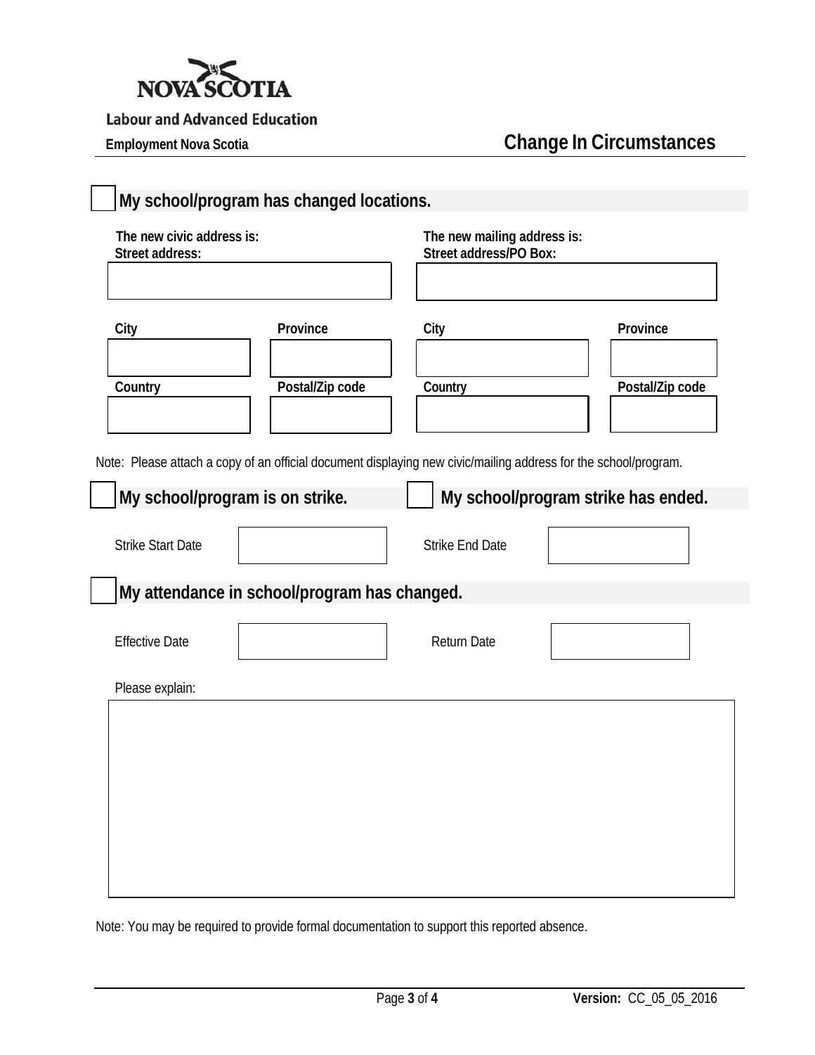Nova Scotia

Labour and Advanced Education

Employment Nova Scotia

# Change In Circumstances

☐ **My school/program has changed locations.**

| **The new civic address is:** | | **The new mailing address is:** | |
|---|---|---|---|
| **Street address:** | | **Street address/PO Box:** | |
| | | | |
| **City** | **Province** | **City** | **Province** |
| | | | |
| **Country** | **Postal/Zip code** | **Country** | **Postal/Zip code** |
| | | | |

Note: Please attach a copy of an official document displaying new civic/mailing address for the school/program.

☐ **My school/program is on strike.** ☐ **My school/program strike has ended.**

| Strike Start Date | | Strike End Date | |
|---|---|---|---|

☐ **My attendance in school/program has changed.**

| Effective Date | | Return Date | |
|---|---|---|---|

Please explain:

Note: You may be required to provide formal documentation to support this reported absence.

**Version:** CC_05_05_2016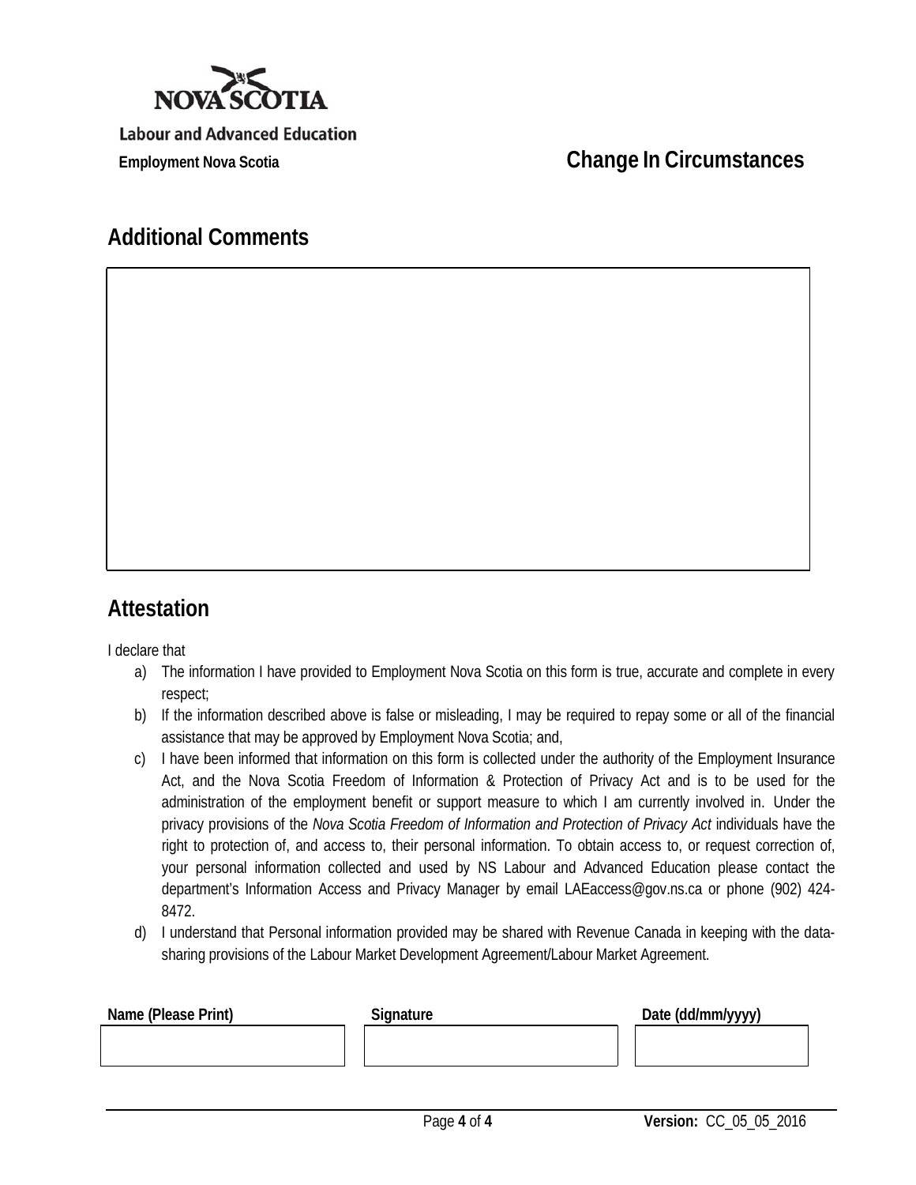Nova Scotia

Labour and Advanced Education

Employment Nova Scotia

# Change In Circumstances

## Additional Comments

## Attestation

I declare that

a) The information I have provided to Employment Nova Scotia on this form is true, accurate and complete in every respect;
b) If the information described above is false or misleading, I may be required to repay some or all of the financial assistance that may be approved by Employment Nova Scotia; and,
c) I have been informed that information on this form is collected under the authority of the Employment Insurance Act, and the Nova Scotia Freedom of Information & Protection of Privacy Act and is to be used for the administration of the employment benefit or support measure to which I am currently involved in. Under the privacy provisions of the *Nova Scotia Freedom of Information and Protection of Privacy Act* individuals have the right to protection of, and access to, their personal information. To obtain access to, or request correction of, your personal information collected and used by NS Labour and Advanced Education please contact the department's Information Access and Privacy Manager by email LAEaccess@gov.ns.ca or phone (902) 424-8472.
d) I understand that Personal information provided may be shared with Revenue Canada in keeping with the data-sharing provisions of the Labour Market Development Agreement/Labour Market Agreement.

| Name (Please Print) | Signature | Date (dd/mm/yyyy) |
|---|---|---|
| | | |

Version: CC_05_05_2016